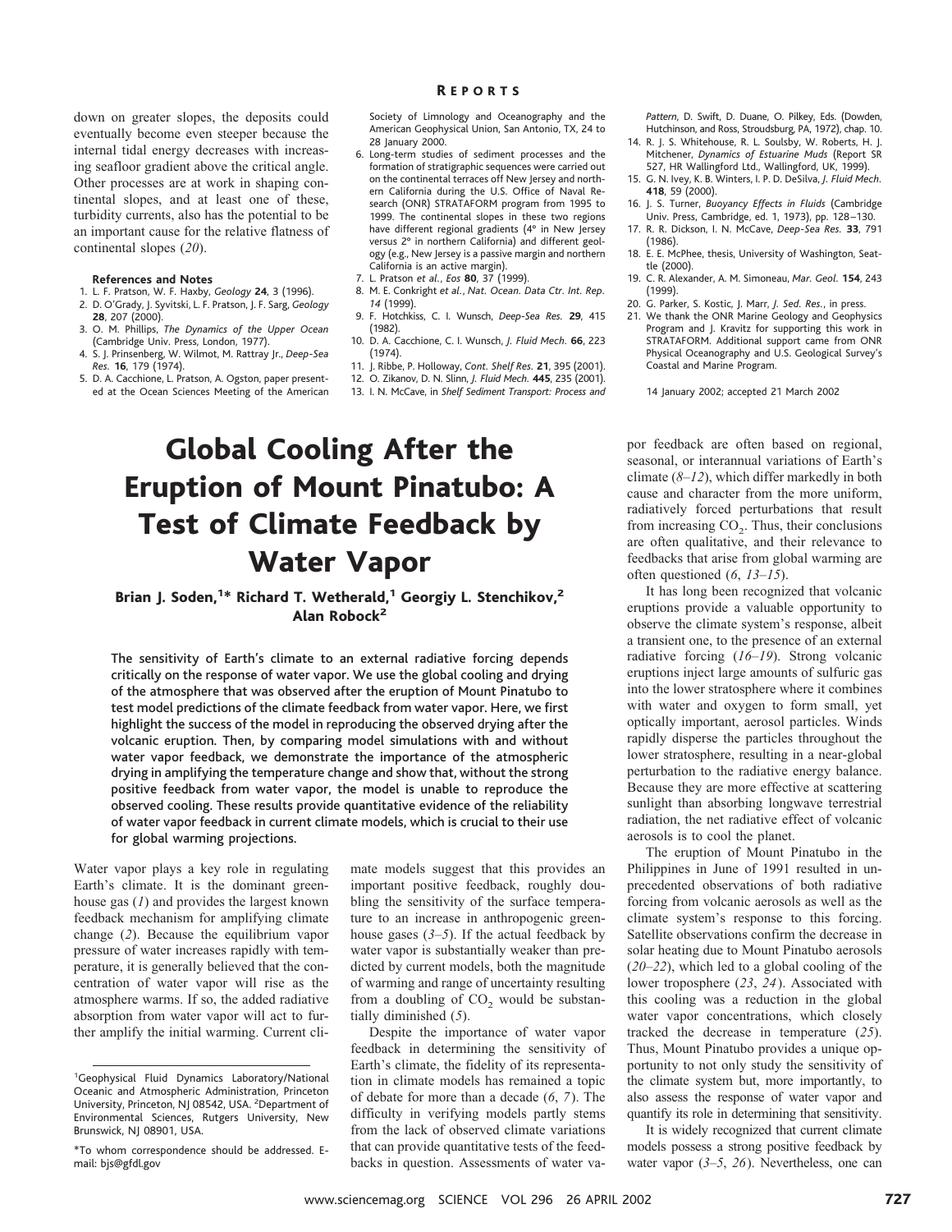down on greater slopes, the deposits could eventually become even steeper because the internal tidal energy decreases with increasing seafloor gradient above the critical angle. Other processes are at work in shaping continental slopes, and at least one of these, turbidity currents, also has the potential to be an important cause for the relative flatness of continental slopes (*20*).

**References and Notes**

1. L. F. Pratson, W. F. Haxby, *Geology* **24**, 3 (1996).
2. D. O'Grady, J. Syvitski, L. F. Pratson, J. F. Sarg, *Geology* **28**, 207 (2000).
3. O. M. Phillips, *The Dynamics of the Upper Ocean* (Cambridge Univ. Press, London, 1977).
4. S. J. Prinsenberg, W. Wilmot, M. Rattray Jr., *Deep-Sea Res.* **16**, 179 (1974).
5. D. A. Cacchione, L. Pratson, A. Ogston, paper presented at the Ocean Sciences Meeting of the American Society of Limnology and Oceanography and the American Geophysical Union, San Antonio, TX, 24 to 28 January 2000.
6. Long-term studies of sediment processes and the formation of stratigraphic sequences were carried out on the continental terraces off New Jersey and northern California during the U.S. Office of Naval Research (ONR) STRATAFORM program from 1995 to 1999. The continental slopes in these two regions have different regional gradients (4° in New Jersey versus 2° in northern California) and different geology (e.g., New Jersey is a passive margin and northern California is an active margin).
7. L. Pratson *et al.*, *Eos* **80**, 37 (1999).
8. M. E. Conkright *et al.*, *Nat. Ocean. Data Ctr. Int. Rep. 14* (1999).
9. F. Hotchkiss, C. I. Wunsch, *Deep-Sea Res.* **29**, 415 (1982).
10. D. A. Cacchione, C. I. Wunsch, *J. Fluid Mech.* **66**, 223 (1974).
11. J. Ribbe, P. Holloway, *Cont. Shelf Res.* **21**, 395 (2001).
12. O. Zikanov, D. N. Slinn, *J. Fluid Mech.* **445**, 235 (2001).
13. I. N. McCave, in *Shelf Sediment Transport: Process and Pattern*, D. Swift, D. Duane, O. Pilkey, Eds. (Dowden, Hutchinson, and Ross, Stroudsburg, PA, 1972), chap. 10.
14. R. J. S. Whitehouse, R. L. Soulsby, W. Roberts, H. J. Mitchener, *Dynamics of Estuarine Muds* (Report SR 527, HR Wallingford Ltd., Wallingford, UK, 1999).
15. G. N. Ivey, K. B. Winters, I. P. D. DeSilva, *J. Fluid Mech.* **418**, 59 (2000).
16. J. S. Turner, *Buoyancy Effects in Fluids* (Cambridge Univ. Press, Cambridge, ed. 1, 1973), pp. 128–130.
17. R. R. Dickson, I. N. McCave, *Deep-Sea Res.* **33**, 791 (1986).
18. E. E. McPhee, thesis, University of Washington, Seattle (2000).
19. C. R. Alexander, A. M. Simoneau, *Mar. Geol.* **154**, 243 (1999).
20. G. Parker, S. Kostic, J. Marr, *J. Sed. Res.*, in press.
21. We thank the ONR Marine Geology and Geophysics Program and J. Kravitz for supporting this work in STRATAFORM. Additional support came from ONR Physical Oceanography and U.S. Geological Survey's Coastal and Marine Program.

14 January 2002; accepted 21 March 2002

# Global Cooling After the Eruption of Mount Pinatubo: A Test of Climate Feedback by Water Vapor

**Brian J. Soden,[1]* Richard T. Wetherald,[1] Georgiy L. Stenchikov,[2] Alan Robock[2]**

**The sensitivity of Earth's climate to an external radiative forcing depends critically on the response of water vapor. We use the global cooling and drying of the atmosphere that was observed after the eruption of Mount Pinatubo to test model predictions of the climate feedback from water vapor. Here, we first highlight the success of the model in reproducing the observed drying after the volcanic eruption. Then, by comparing model simulations with and without water vapor feedback, we demonstrate the importance of the atmospheric drying in amplifying the temperature change and show that, without the strong positive feedback from water vapor, the model is unable to reproduce the observed cooling. These results provide quantitative evidence of the reliability of water vapor feedback in current climate models, which is crucial to their use for global warming projections.**

Water vapor plays a key role in regulating Earth's climate. It is the dominant greenhouse gas (*1*) and provides the largest known feedback mechanism for amplifying climate change (*2*). Because the equilibrium vapor pressure of water increases rapidly with temperature, it is generally believed that the concentration of water vapor will rise as the atmosphere warms. If so, the added radiative absorption from water vapor will act to further amplify the initial warming. Current climate models suggest that this provides an important positive feedback, roughly doubling the sensitivity of the surface temperature to an increase in anthropogenic greenhouse gases (*3–5*). If the actual feedback by water vapor is substantially weaker than predicted by current models, both the magnitude of warming and range of uncertainty resulting from a doubling of $CO_2$ would be substantially diminished (*5*).

Despite the importance of water vapor feedback in determining the sensitivity of Earth's climate, the fidelity of its representation in climate models has remained a topic of debate for more than a decade (*6*, *7*). The difficulty in verifying models partly stems from the lack of observed climate variations that can provide quantitative tests of the feedbacks in question. Assessments of water vapor feedback are often based on regional, seasonal, or interannual variations of Earth's climate (*8–12*), which differ markedly in both cause and character from the more uniform, radiatively forced perturbations that result from increasing $CO_2$. Thus, their conclusions are often qualitative, and their relevance to feedbacks that arise from global warming are often questioned (*6*, *13–15*).

It has long been recognized that volcanic eruptions provide a valuable opportunity to observe the climate system's response, albeit a transient one, to the presence of an external radiative forcing (*16–19*). Strong volcanic eruptions inject large amounts of sulfuric gas into the lower stratosphere where it combines with water and oxygen to form small, yet optically important, aerosol particles. Winds rapidly disperse the particles throughout the lower stratosphere, resulting in a near-global perturbation to the radiative energy balance. Because they are more effective at scattering sunlight than absorbing longwave terrestrial radiation, the net radiative effect of volcanic aerosols is to cool the planet.

The eruption of Mount Pinatubo in the Philippines in June of 1991 resulted in unprecedented observations of both radiative forcing from volcanic aerosols as well as the climate system's response to this forcing. Satellite observations confirm the decrease in solar heating due to Mount Pinatubo aerosols (*20–22*), which led to a global cooling of the lower troposphere (*23*, *24*). Associated with this cooling was a reduction in the global water vapor concentrations, which closely tracked the decrease in temperature (*25*). Thus, Mount Pinatubo provides a unique opportunity to not only study the sensitivity of the climate system but, more importantly, to also assess the response of water vapor and quantify its role in determining that sensitivity.

It is widely recognized that current climate models possess a strong positive feedback by water vapor (*3–5*, *26*). Nevertheless, one can

[1]Geophysical Fluid Dynamics Laboratory/National Oceanic and Atmospheric Administration, Princeton University, Princeton, NJ 08542, USA. [2]Department of Environmental Sciences, Rutgers University, New Brunswick, NJ 08901, USA.

*To whom correspondence should be addressed. E-mail: bjs@gfdl.gov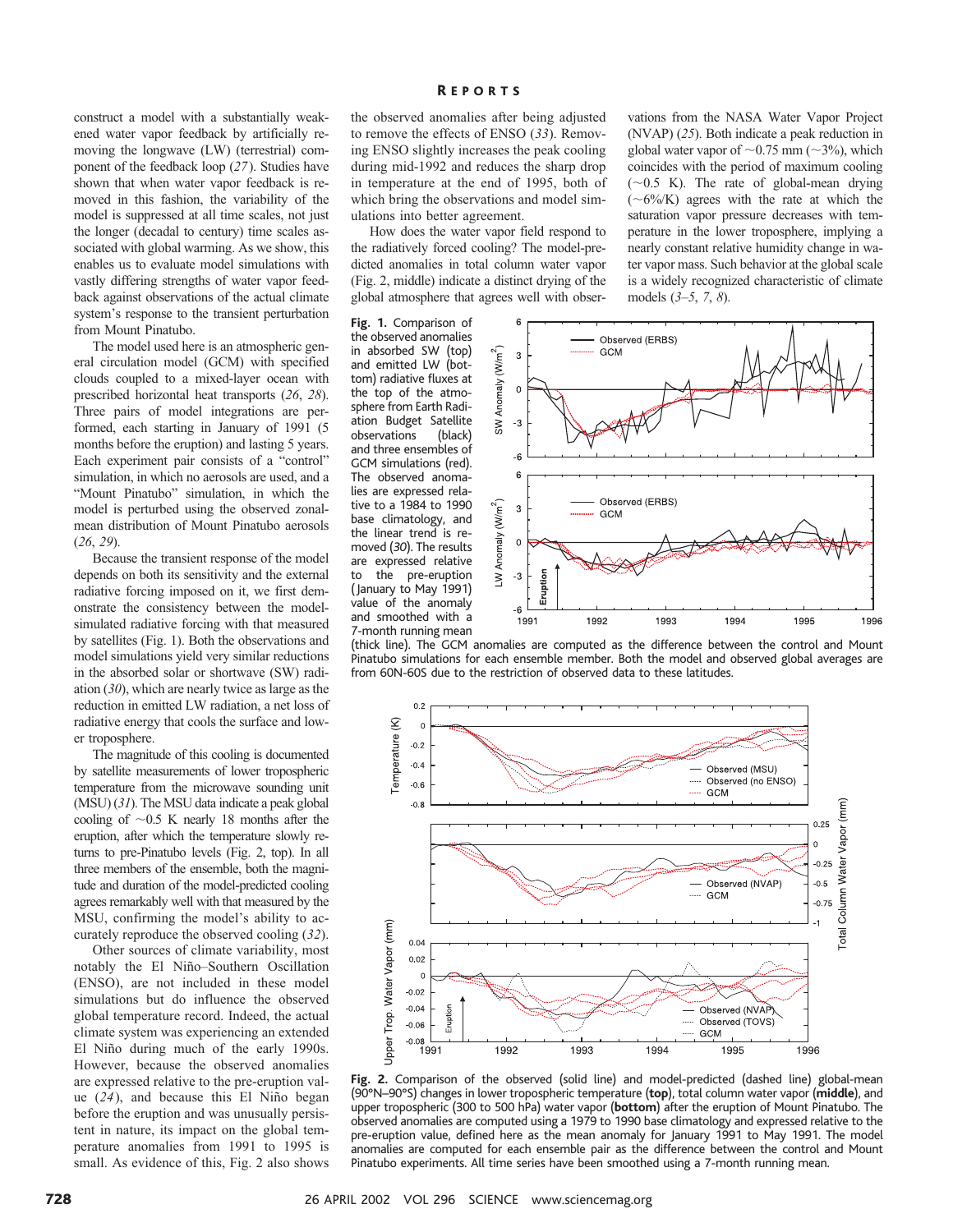construct a model with a substantially weakened water vapor feedback by artificially removing the longwave (LW) (terrestrial) component of the feedback loop (27). Studies have shown that when water vapor feedback is removed in this fashion, the variability of the model is suppressed at all time scales, not just the longer (decadal to century) time scales associated with global warming. As we show, this enables us to evaluate model simulations with vastly differing strengths of water vapor feedback against observations of the actual climate system's response to the transient perturbation from Mount Pinatubo.

The model used here is an atmospheric general circulation model (GCM) with specified clouds coupled to a mixed-layer ocean with prescribed horizontal heat transports (26, 28). Three pairs of model integrations are performed, each starting in January of 1991 (5 months before the eruption) and lasting 5 years. Each experiment pair consists of a "control" simulation, in which no aerosols are used, and a "Mount Pinatubo" simulation, in which the model is perturbed using the observed zonal-mean distribution of Mount Pinatubo aerosols (26, 29).

Because the transient response of the model depends on both its sensitivity and the external radiative forcing imposed on it, we first demonstrate the consistency between the model-simulated radiative forcing with that measured by satellites (Fig. 1). Both the observations and model simulations yield very similar reductions in the absorbed solar or shortwave (SW) radiation (30), which are nearly twice as large as the reduction in emitted LW radiation, a net loss of radiative energy that cools the surface and lower troposphere.

The magnitude of this cooling is documented by satellite measurements of lower tropospheric temperature from the microwave sounding unit (MSU) (31). The MSU data indicate a peak global cooling of ~0.5 K nearly 18 months after the eruption, after which the temperature slowly returns to pre-Pinatubo levels (Fig. 2, top). In all three members of the ensemble, both the magnitude and duration of the model-predicted cooling agrees remarkably well with that measured by the MSU, confirming the model's ability to accurately reproduce the observed cooling (32).

Other sources of climate variability, most notably the El Niño–Southern Oscillation (ENSO), are not included in these model simulations but do influence the observed global temperature record. Indeed, the actual climate system was experiencing an extended El Niño during much of the early 1990s. However, because the observed anomalies are expressed relative to the pre-eruption value (24), and because this El Niño began before the eruption and was unusually persistent in nature, its impact on the global temperature anomalies from 1991 to 1995 is small. As evidence of this, Fig. 2 also shows the observed anomalies after being adjusted to remove the effects of ENSO (33). Removing ENSO slightly increases the peak cooling during mid-1992 and reduces the sharp drop in temperature at the end of 1995, both of which bring the observations and model simulations into better agreement.

How does the water vapor field respond to the radiatively forced cooling? The model-predicted anomalies in total column water vapor (Fig. 2, middle) indicate a distinct drying of the global atmosphere that agrees well with observations from the NASA Water Vapor Project (NVAP) (25). Both indicate a peak reduction in global water vapor of ~0.75 mm (~3%), which coincides with the period of maximum cooling (~0.5 K). The rate of global-mean drying (~6%/K) agrees with the rate at which the saturation vapor pressure decreases with temperature in the lower troposphere, implying a nearly constant relative humidity change in water vapor mass. Such behavior at the global scale is a widely recognized characteristic of climate models (3–5, 7, 8).

**Fig. 1.** Comparison of the observed anomalies in absorbed SW (top) and emitted LW (bottom) radiative fluxes at the top of the atmosphere from Earth Radiation Budget Satellite observations (black) and three ensembles of GCM simulations (red). The observed anomalies are expressed relative to a 1984 to 1990 base climatology, and the linear trend is removed (30). The results are expressed relative to the pre-eruption (January to May 1991) value of the anomaly and smoothed with a 7-month running mean (thick line). The GCM anomalies are computed as the difference between the control and Mount Pinatubo simulations for each ensemble member. Both the model and observed global averages are from 60N-60S due to the restriction of observed data to these latitudes.

**Fig. 2.** Comparison of the observed (solid line) and model-predicted (dashed line) global-mean (90°N–90°S) changes in lower tropospheric temperature (**top**), total column water vapor (**middle**), and upper tropospheric (300 to 500 hPa) water vapor (**bottom**) after the eruption of Mount Pinatubo. The observed anomalies are computed using a 1979 to 1990 base climatology and expressed relative to the pre-eruption value, defined here as the mean anomaly for January 1991 to May 1991. The model anomalies are computed for each ensemble pair as the difference between the control and Mount Pinatubo experiments. All time series have been smoothed using a 7-month running mean.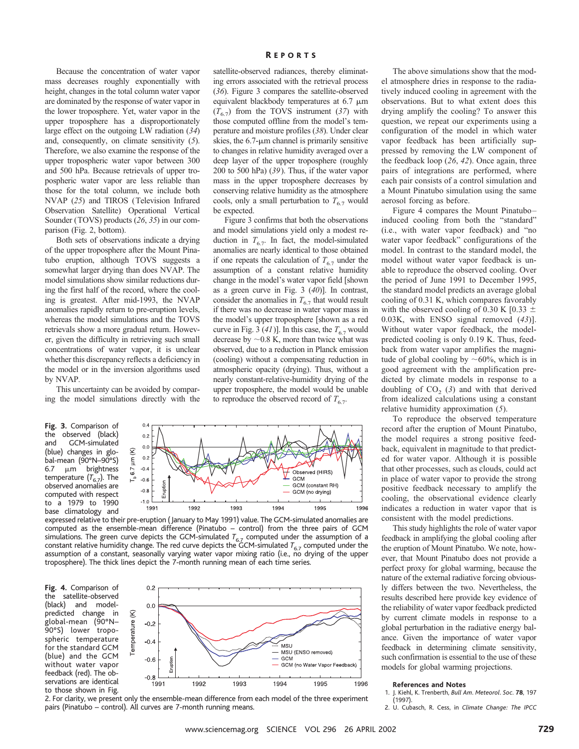Because the concentration of water vapor mass decreases roughly exponentially with height, changes in the total column water vapor are dominated by the response of water vapor in the lower troposphere. Yet, water vapor in the upper troposphere has a disproportionately large effect on the outgoing LW radiation (*34*) and, consequently, on climate sensitivity (*5*). Therefore, we also examine the response of the upper tropospheric water vapor between 300 and 500 hPa. Because retrievals of upper tropospheric water vapor are less reliable than those for the total column, we include both NVAP (*25*) and TIROS (Television Infrared Observation Satellite) Operational Vertical Sounder (TOVS) products (*26*, *35*) in our comparison (Fig. 2, bottom).

Both sets of observations indicate a drying of the upper troposphere after the Mount Pinatubo eruption, although TOVS suggests a somewhat larger drying than does NVAP. The model simulations show similar reductions during the first half of the record, where the cooling is greatest. After mid-1993, the NVAP anomalies rapidly return to pre-eruption levels, whereas the model simulations and the TOVS retrievals show a more gradual return. However, given the difficulty in retrieving such small concentrations of water vapor, it is unclear whether this discrepancy reflects a deficiency in the model or in the inversion algorithms used by NVAP.

This uncertainty can be avoided by comparing the model simulations directly with the satellite-observed radiances, thereby eliminating errors associated with the retrieval process (*36*). Figure 3 compares the satellite-observed equivalent blackbody temperatures at 6.7 μm ($T_{6.7}$) from the TOVS instrument (*37*) with those computed offline from the model's temperature and moisture profiles (*38*). Under clear skies, the 6.7-μm channel is primarily sensitive to changes in relative humidity averaged over a deep layer of the upper troposphere (roughly 200 to 500 hPa) (*39*). Thus, if the water vapor mass in the upper troposphere decreases by conserving relative humidity as the atmosphere cools, only a small perturbation to $T_{6.7}$ would be expected.

Figure 3 confirms that both the observations and model simulations yield only a modest reduction in $T_{6.7}$. In fact, the model-simulated anomalies are nearly identical to those obtained if one repeats the calculation of $T_{6.7}$ under the assumption of a constant relative humidity change in the model's water vapor field [shown as a green curve in Fig. 3 (*40*)]. In contrast, consider the anomalies in $T_{6.7}$ that would result if there was no decrease in water vapor mass in the model's upper troposphere [shown as a red curve in Fig. 3 (*41*)]. In this case, the $T_{6.7}$ would decrease by ~0.8 K, more than twice what was observed, due to a reduction in Planck emission (cooling) without a compensating reduction in atmospheric opacity (drying). Thus, without a nearly constant-relative-humidity drying of the upper troposphere, the model would be unable to reproduce the observed record of $T_{6.7}$.

The above simulations show that the model atmosphere dries in response to the radiatively induced cooling in agreement with the observations. But to what extent does this drying amplify the cooling? To answer this question, we repeat our experiments using a configuration of the model in which water vapor feedback has been artificially suppressed by removing the LW component of the feedback loop (*26*, *42*). Once again, three pairs of integrations are performed, where each pair consists of a control simulation and a Mount Pinatubo simulation using the same aerosol forcing as before.

Figure 4 compares the Mount Pinatubo–induced cooling from both the "standard" (i.e., with water vapor feedback) and "no water vapor feedback" configurations of the model. In contrast to the standard model, the model without water vapor feedback is unable to reproduce the observed cooling. Over the period of June 1991 to December 1995, the standard model predicts an average global cooling of 0.31 K, which compares favorably with the observed cooling of 0.30 K [0.33 ± 0.03K, with ENSO signal removed (*43*)]. Without water vapor feedback, the model-predicted cooling is only 0.19 K. Thus, feedback from water vapor amplifies the magnitude of global cooling by ~60%, which is in good agreement with the amplification predicted by climate models in response to a doubling of $CO_2$ (*3*) and with that derived from idealized calculations using a constant relative humidity approximation (*5*).

To reproduce the observed temperature record after the eruption of Mount Pinatubo, the model requires a strong positive feedback, equivalent in magnitude to that predicted for water vapor. Although it is possible that other processes, such as clouds, could act in place of water vapor to provide the strong positive feedback necessary to amplify the cooling, the observational evidence clearly indicates a reduction in water vapor that is consistent with the model predictions.

This study highlights the role of water vapor feedback in amplifying the global cooling after the eruption of Mount Pinatubo. We note, however, that Mount Pinatubo does not provide a perfect proxy for global warming, because the nature of the external radiative forcing obviously differs between the two. Nevertheless, the results described here provide key evidence of the reliability of water vapor feedback predicted by current climate models in response to a global perturbation in the radiative energy balance. Given the importance of water vapor feedback in determining climate sensitivity, such confirmation is essential to the use of these models for global warming projections.

**Fig. 3.** Comparison of the observed (black) and GCM-simulated (blue) changes in global-mean (90°N–90°S) 6.7 μm brightness temperature ($T_{6.7}$). The observed anomalies are computed with respect to a 1979 to 1990 base climatology and expressed relative to their pre-eruption (January to May 1991) value. The GCM-simulated anomalies are computed as the ensemble-mean difference (Pinatubo – control) from the three pairs of GCM simulations. The green curve depicts the GCM-simulated $T_{6.7}$ computed under the assumption of a constant relative humidity change. The red curve depicts the GCM-simulated $T_{6.7}$ computed under the assumption of a constant, seasonally varying water vapor mixing ratio (i.e., no drying of the upper troposphere). The thick lines depict the 7-month running mean of each time series.

**Fig. 4.** Comparison of the satellite-observed (black) and model-predicted change in global-mean (90°N–90°S) lower tropospheric temperature for the standard GCM (blue) and the GCM without water vapor feedback (red). The observations are identical to those shown in Fig. 2. For clarity, we present only the ensemble-mean difference from each model of the three experiment pairs (Pinatubo – control). All curves are 7-month running means.

### References and Notes

1. J. Kiehl, K. Trenberth, *Bull Am. Meteorol. Soc.* **78**, 197 (1997).
2. U. Cubasch, R. Cess, in *Climate Change: The IPCC*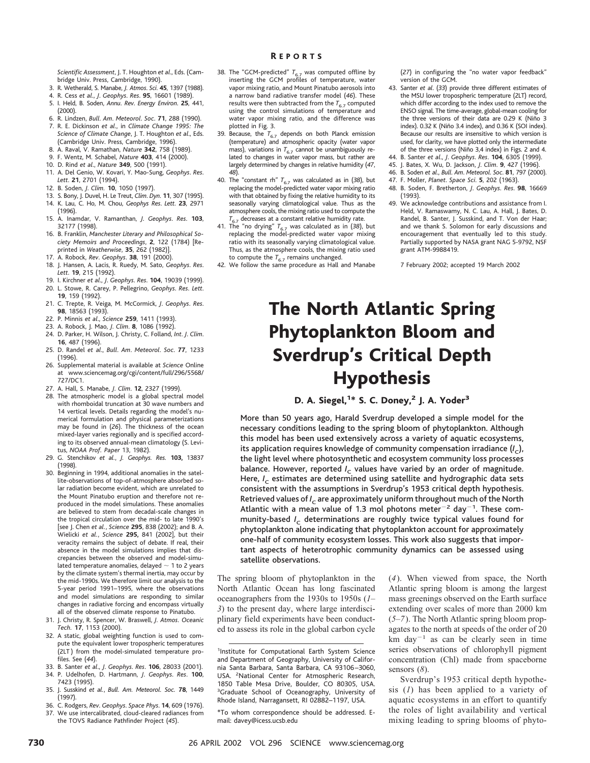*Scientific Assessment*, J. T. Houghton *et al*., Eds. (Cambridge Univ. Press, Cambridge, 1990).
3. R. Wetherald, S. Manabe, *J. Atmos. Sci*. **45**, 1397 (1988).
4. R. Cess *et al*., *J. Geophys. Res*. **95**, 16601 (1989).
5. I. Held, B. Soden, *Annu. Rev. Energy Environ*. **25**, 441, (2000).
6. R. Lindzen, *Bull. Am. Meteorol. Soc*. **71**, 288 (1990).
7. R. E. Dickinson *et al*., in *Climate Change 1995: The Science of Climate Change*, J. T. Houghton *et al*., Eds. (Cambridge Univ. Press, Cambridge, 1996).
8. A. Raval, V. Ramathan, *Nature* **342**, 758 (1989).
9. F. Wentz, M. Schabel, *Nature* **403**, 414 (2000).
10. D. Rind *et al*., *Nature* **349**, 500 (1991).
11. A. Del Genio, W. Kovari, Y. Mao-Sung, *Geophys. Res. Lett*. **21**, 2701 (1994).
12. B. Soden, *J. Clim*. **10**, 1050 (1997).
13. S. Bony, J. Duvel, H. Le Treut, *Clim. Dyn.* **11**, 307 (1995).
14. K. Lau, C. Ho, M. Chou, *Geophys Res. Lett*. **23**, 2971 (1996).
15. A. Inamdar, V. Ramanthan, *J. Geophys. Res*. **103**, 32177 (1998).
16. B. Franklin, *Manchester Literary and Philosophical Society Memoirs and Proceedings*, **2**, 122 (1784) [Reprinted in *Weatherwise*, **35**, 262 (1982)].
17. A. Robock, *Rev. Geophys*. **38**, 191 (2000).
18. J. Hansen, A. Lacis, R. Ruedy, M. Sato, *Geophys. Res. Lett*. **19**, 215 (1992).
19. I. Kirchner *et al*., *J. Geophys. Res*. **104**, 19039 (1999).
20. L. Stowe, R. Carey, P. Pellegrino, *Geophys. Res. Lett*. **19**, 159 (1992).
21. C. Trepte, R. Veiga, M. McCormick, *J. Geophys. Res*. **98**, 18563 (1993).
22. P. Minnis *et al*., *Science* **259**, 1411 (1993).
23. A. Robock, J. Mao, *J. Clim*. **8**, 1086 (1992).
24. D. Parker, H. Wilson, J. Christy, C. Folland, *Int. J. Clim*. **16**, 487 (1996).
25. D. Randel *et al*., *Bull. Am. Meteorol. Soc*. **77**, 1233 (1996).
26. Supplemental material is available at *Science* Online at www.sciencemag.org/cgi/content/full/296/5568/727/DC1.
27. A. Hall, S. Manabe, *J. Clim*. **12**, 2327 (1999).
28. The atmospheric model is a global spectral model with rhomboidal truncation at 30 wave numbers and 14 vertical levels. Details regarding the model's numerical formulation and physical parameterizations may be found in (*26*). The thickness of the ocean mixed-layer varies regionally and is specified according to its observed annual-mean climatology (S. Levitus, *NOAA Prof. Paper* 13, 1982).
29. G. Stenchikov *et al*., *J. Geophys. Res.* **103,** 13837 (1998).
30. Beginning in 1994, additional anomalies in the satellite-observations of top-of-atmosphere absorbed solar radiation become evident, which are unrelated to the Mount Pinatubo eruption and therefore not reproduced in the model simulations. These anomalies are believed to stem from decadal-scale changes in the tropical circulation over the mid- to late 1990's [see J. Chen *et al*., *Science* **295**, 838 (2002); and B. A. Wielicki *et al*., *Science* **295,** 841 (2002], but their veracity remains the subject of debate. If real, their absence in the model simulations implies that discrepancies between the observed and model-simulated temperature anomalies, delayed ~ 1 to 2 years by the climate system's thermal inertia, may occur by the mid-1990s. We therefore limit our analysis to the 5-year period 1991–1995, where the observations and model simulations are responding to similar changes in radiative forcing and encompass virtually all of the observed climate response to Pinatubo.
31. J. Christy, R. Spencer, W. Braswell, *J. Atmos. Oceanic Tech*. **17**, 1153 (2000).
32. A static, global weighting function is used to compute the equivalent lower tropospheric temperatures (2LT) from the model-simulated temperature profiles. See (*44*).
33. B. Santer *et al*., *J. Geophys. Res*. **106**, 28033 (2001).
34. P. Udelhofen, D. Hartmann, *J. Geophys. Res*. **100**, 7423 (1995).
35. J. Susskind *et al*., *Bull. Am. Meteorol. Soc.* **78**, 1449 (1997).
36. C. Rodgers, *Rev. Geophys. Space Phys*. **14**, 609 (1976).
37. We use intercalibrated, cloud-cleared radiances from the TOVS Radiance Pathfinder Project (*45*).
38. The "GCM-predicted" $T_{6.7}$ was computed offline by inserting the GCM profiles of temperature, water vapor mixing ratio, and Mount Pinatubo aerosols into a narrow band radiative transfer model (*46*). These results were then subtracted from the $T_{6.7}$ computed using the control simulations of temperature and water vapor mixing ratio, and the difference was plotted in Fig. 3.
39. Because, the $T_{6.7}$ depends on both Planck emission (temperature) and atmospheric opacity (water vapor mass), variations in $T_{6.7}$ cannot be unambiguously related to changes in water vapor mass, but rather are largely determined by changes in relative humidity (*47*, *48*).
40. The "constant rh" $T_{6.7}$ was calculated as in (*38*), but replacing the model-predicted water vapor mixing ratio with that obtained by fixing the relative humidity to its seasonally varying climatological value. Thus as the atmosphere cools, the mixing ratio used to compute the $T_{6.7}$ decreases at a constant relative humidity rate.
41. The "no drying" $T_{6.7}$ was calculated as in (*38*), but replacing the model-predicted water vapor mixing ratio with its seasonally varying climatological value. Thus, as the atmosphere cools, the mixing ratio used to compute the $T_{6.7}$ remains unchanged.
42. We follow the same procedure as Hall and Manabe (*27*) in configuring the "no water vapor feedback" version of the GCM.
43. Santer *et al*. (*33*) provide three different estimates of the MSU lower tropospheric temperature (2LT) record, which differ according to the index used to remove the ENSO signal. The time-average, global-mean cooling for the three versions of their data are 0.29 K (Niño 3 index). 0.32 K (Niño 3.4 index), and 0.36 K (SOI index). Because our results are insensitive to which version is used, for clarity, we have plotted only the intermediate of the three versions (Niño 3,4 index) in Figs. 2 and 4.
44. B. Santer *et al*., *J. Geophys. Res*. **104**, 6305 (1999).
45. J. Bates, X. Wu, D. Jackson, *J. Clim*. **9**, 427 (1996).
46. B. Soden *et al*., *Bull. Am. Meteorol. Soc*. **81**, 797 (2000).
47. F. Moller, *Planet. Space Sci*. **5**, 202 (1963).
48. B. Soden, F. Bretherton, *J. Geophys. Res*. **98**, 16669 (1993).
49. We acknowledge contributions and assistance from I. Held, V. Ramaswamy, N. C. Lau, A. Hall, J. Bates, D. Randel, B. Santer, J. Susskind, and T. Von der Haar; and we thank S. Solomon for early discussions and encouragement that eventually led to this study. Partially supported by NASA grant NAG 5-9792, NSF grant ATM-9988419.

7 February 2002; accepted 19 March 2002

# The North Atlantic Spring Phytoplankton Bloom and Sverdrup's Critical Depth Hypothesis

**D. A. Siegel,[1]* S. C. Doney,[2] J. A. Yoder[3]**

**More than 50 years ago, Harald Sverdrup developed a simple model for the necessary conditions leading to the spring bloom of phytoplankton. Although this model has been used extensively across a variety of aquatic ecosystems, its application requires knowledge of community compensation irradiance ($I_C$), the light level where photosynthetic and ecosystem community loss processes balance. However, reported $I_C$ values have varied by an order of magnitude. Here, $I_C$ estimates are determined using satellite and hydrographic data sets consistent with the assumptions in Sverdrup's 1953 critical depth hypothesis. Retrieved values of $I_C$ are approximately uniform throughout much of the North Atlantic with a mean value of 1.3 mol photons meter$^{-2}$ day$^{-1}$. These community-based $I_C$ determinations are roughly twice typical values found for phytoplankton alone indicating that phytoplankton account for approximately one-half of community ecosystem losses. This work also suggests that important aspects of heterotrophic community dynamics can be assessed using satellite observations.**

The spring bloom of phytoplankton in the North Atlantic Ocean has long fascinated oceanographers from the 1930s to 1950s (*1*–*3*) to the present day, where large interdisciplinary field experiments have been conducted to assess its role in the global carbon cycle (*4*). When viewed from space, the North Atlantic spring bloom is among the largest mass greenings observed on the Earth surface extending over scales of more than 2000 km (*5*–*7*). The North Atlantic spring bloom propagates to the north at speeds of the order of 20 km day$^{-1}$ as can be clearly seen in time series observations of chlorophyll pigment concentration (Chl) made from spaceborne sensors (*8*).

Sverdrup's 1953 critical depth hypothesis (*1*) has been applied to a variety of aquatic ecosystems in an effort to quantify the roles of light availability and vertical mixing leading to spring blooms of phyto-

[1]Institute for Computational Earth System Science and Department of Geography, University of California Santa Barbara, Santa Barbara, CA 93106–3060, USA. [2]National Center for Atmospheric Research, 1850 Table Mesa Drive, Boulder, CO 80305, USA. [3]Graduate School of Oceanography, University of Rhode Island, Narragansett, RI 02882–1197, USA.

*To whom correspondence should be addressed. E-mail: davey@icess.ucsb.edu